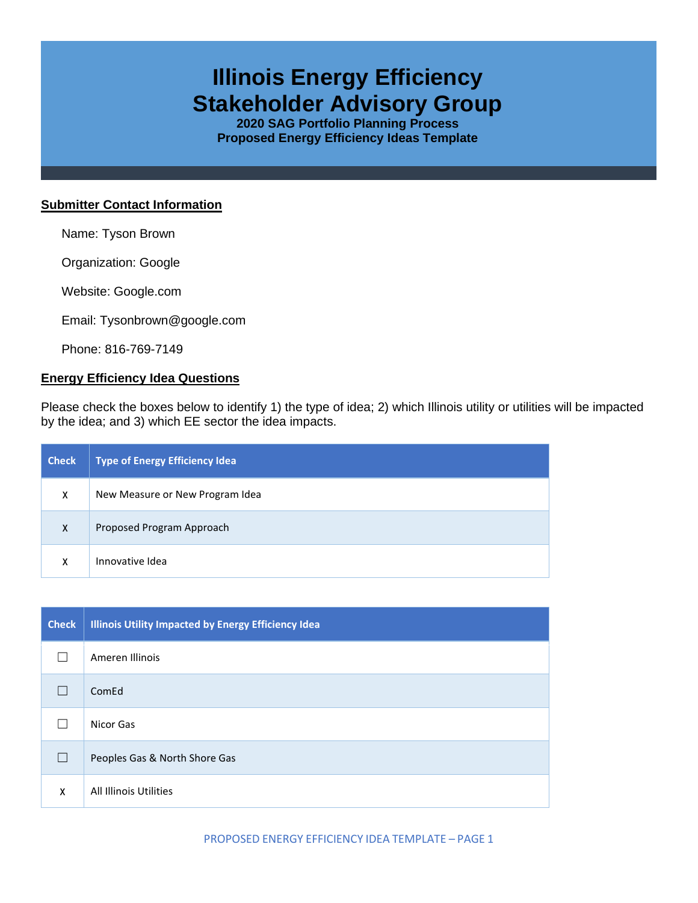# Illinois Energy Efficiency Stakeholder Advisory Group

**2020 SAG Portfolio Planning Process**
**Proposed Energy Efficiency Ideas Template**

## Submitter Contact Information

Name: Tyson Brown

Organization: Google

Website: Google.com

Email: Tysonbrown@google.com

Phone: 816-769-7149

## Energy Efficiency Idea Questions

Please check the boxes below to identify 1) the type of idea; 2) which Illinois utility or utilities will be impacted by the idea; and 3) which EE sector the idea impacts.

| Check | Type of Energy Efficiency Idea |
|---|---|
| x | New Measure or New Program Idea |
| x | Proposed Program Approach |
| x | Innovative Idea |

| Check | Illinois Utility Impacted by Energy Efficiency Idea |
|---|---|
| ☐ | Ameren Illinois |
| ☐ | ComEd |
| ☐ | Nicor Gas |
| ☐ | Peoples Gas & North Shore Gas |
| x | All Illinois Utilities |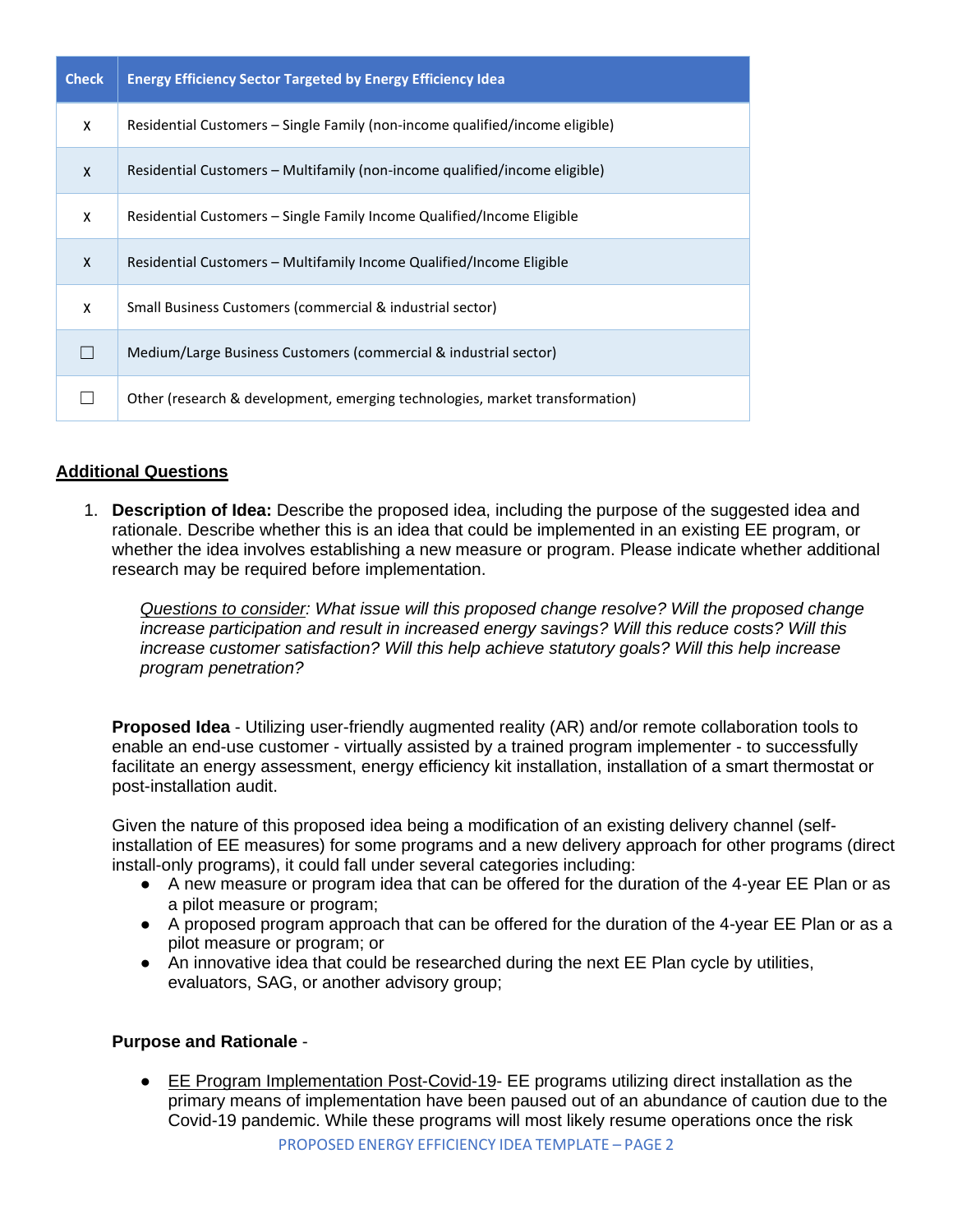| Check | Energy Efficiency Sector Targeted by Energy Efficiency Idea |
|---|---|
| x | Residential Customers – Single Family (non-income qualified/income eligible) |
| x | Residential Customers – Multifamily (non-income qualified/income eligible) |
| x | Residential Customers – Single Family Income Qualified/Income Eligible |
| x | Residential Customers – Multifamily Income Qualified/Income Eligible |
| x | Small Business Customers (commercial & industrial sector) |
| ☐ | Medium/Large Business Customers (commercial & industrial sector) |
| ☐ | Other (research & development, emerging technologies, market transformation) |

## Additional Questions

1. **Description of Idea:** Describe the proposed idea, including the purpose of the suggested idea and rationale. Describe whether this is an idea that could be implemented in an existing EE program, or whether the idea involves establishing a new measure or program. Please indicate whether additional research may be required before implementation.

   *Questions to consider: What issue will this proposed change resolve? Will the proposed change increase participation and result in increased energy savings? Will this reduce costs? Will this increase customer satisfaction? Will this help achieve statutory goals? Will this help increase program penetration?*

   **Proposed Idea** - Utilizing user-friendly augmented reality (AR) and/or remote collaboration tools to enable an end-use customer - virtually assisted by a trained program implementer - to successfully facilitate an energy assessment, energy efficiency kit installation, installation of a smart thermostat or post-installation audit.

   Given the nature of this proposed idea being a modification of an existing delivery channel (self-installation of EE measures) for some programs and a new delivery approach for other programs (direct install-only programs), it could fall under several categories including:
   - A new measure or program idea that can be offered for the duration of the 4-year EE Plan or as a pilot measure or program;
   - A proposed program approach that can be offered for the duration of the 4-year EE Plan or as a pilot measure or program; or
   - An innovative idea that could be researched during the next EE Plan cycle by utilities, evaluators, SAG, or another advisory group;

   **Purpose and Rationale** -

   - EE Program Implementation Post-Covid-19- EE programs utilizing direct installation as the primary means of implementation have been paused out of an abundance of caution due to the Covid-19 pandemic. While these programs will most likely resume operations once the risk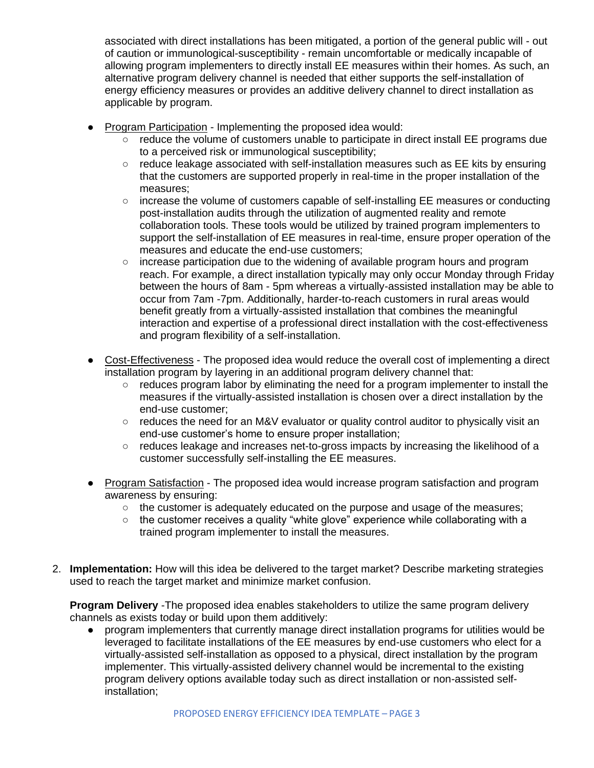associated with direct installations has been mitigated, a portion of the general public will - out of caution or immunological-susceptibility - remain uncomfortable or medically incapable of allowing program implementers to directly install EE measures within their homes. As such, an alternative program delivery channel is needed that either supports the self-installation of energy efficiency measures or provides an additive delivery channel to direct installation as applicable by program.

- <u>Program Participation</u> - Implementing the proposed idea would:
  - reduce the volume of customers unable to participate in direct install EE programs due to a perceived risk or immunological susceptibility;
  - reduce leakage associated with self-installation measures such as EE kits by ensuring that the customers are supported properly in real-time in the proper installation of the measures;
  - increase the volume of customers capable of self-installing EE measures or conducting post-installation audits through the utilization of augmented reality and remote collaboration tools. These tools would be utilized by trained program implementers to support the self-installation of EE measures in real-time, ensure proper operation of the measures and educate the end-use customers;
  - increase participation due to the widening of available program hours and program reach. For example, a direct installation typically may only occur Monday through Friday between the hours of 8am - 5pm whereas a virtually-assisted installation may be able to occur from 7am -7pm. Additionally, harder-to-reach customers in rural areas would benefit greatly from a virtually-assisted installation that combines the meaningful interaction and expertise of a professional direct installation with the cost-effectiveness and program flexibility of a self-installation.

- <u>Cost-Effectiveness</u> - The proposed idea would reduce the overall cost of implementing a direct installation program by layering in an additional program delivery channel that:
  - reduces program labor by eliminating the need for a program implementer to install the measures if the virtually-assisted installation is chosen over a direct installation by the end-use customer;
  - reduces the need for an M&V evaluator or quality control auditor to physically visit an end-use customer's home to ensure proper installation;
  - reduces leakage and increases net-to-gross impacts by increasing the likelihood of a customer successfully self-installing the EE measures.

- <u>Program Satisfaction</u> - The proposed idea would increase program satisfaction and program awareness by ensuring:
  - the customer is adequately educated on the purpose and usage of the measures;
  - the customer receives a quality "white glove" experience while collaborating with a trained program implementer to install the measures.

2. **Implementation:** How will this idea be delivered to the target market? Describe marketing strategies used to reach the target market and minimize market confusion.

   **Program Delivery** -The proposed idea enables stakeholders to utilize the same program delivery channels as exists today or build upon them additively:

   - program implementers that currently manage direct installation programs for utilities would be leveraged to facilitate installations of the EE measures by end-use customers who elect for a virtually-assisted self-installation as opposed to a physical, direct installation by the program implementer. This virtually-assisted delivery channel would be incremental to the existing program delivery options available today such as direct installation or non-assisted self-installation;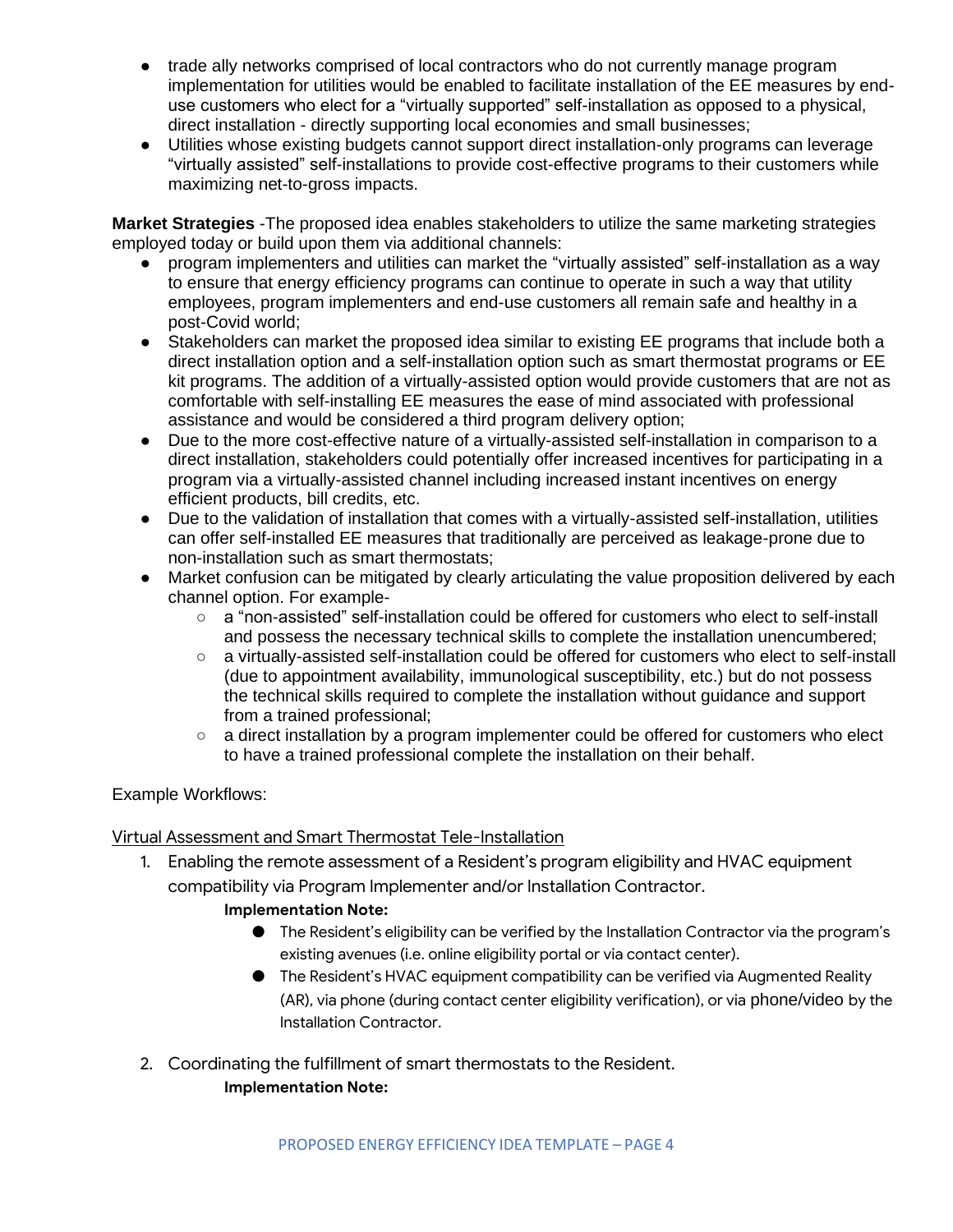- trade ally networks comprised of local contractors who do not currently manage program implementation for utilities would be enabled to facilitate installation of the EE measures by end-use customers who elect for a "virtually supported" self-installation as opposed to a physical, direct installation - directly supporting local economies and small businesses;
- Utilities whose existing budgets cannot support direct installation-only programs can leverage "virtually assisted" self-installations to provide cost-effective programs to their customers while maximizing net-to-gross impacts.

**Market Strategies** -The proposed idea enables stakeholders to utilize the same marketing strategies employed today or build upon them via additional channels:

- program implementers and utilities can market the "virtually assisted" self-installation as a way to ensure that energy efficiency programs can continue to operate in such a way that utility employees, program implementers and end-use customers all remain safe and healthy in a post-Covid world;
- Stakeholders can market the proposed idea similar to existing EE programs that include both a direct installation option and a self-installation option such as smart thermostat programs or EE kit programs. The addition of a virtually-assisted option would provide customers that are not as comfortable with self-installing EE measures the ease of mind associated with professional assistance and would be considered a third program delivery option;
- Due to the more cost-effective nature of a virtually-assisted self-installation in comparison to a direct installation, stakeholders could potentially offer increased incentives for participating in a program via a virtually-assisted channel including increased instant incentives on energy efficient products, bill credits, etc.
- Due to the validation of installation that comes with a virtually-assisted self-installation, utilities can offer self-installed EE measures that traditionally are perceived as leakage-prone due to non-installation such as smart thermostats;
- Market confusion can be mitigated by clearly articulating the value proposition delivered by each channel option. For example-
  - a "non-assisted" self-installation could be offered for customers who elect to self-install and possess the necessary technical skills to complete the installation unencumbered;
  - a virtually-assisted self-installation could be offered for customers who elect to self-install (due to appointment availability, immunological susceptibility, etc.) but do not possess the technical skills required to complete the installation without guidance and support from a trained professional;
  - a direct installation by a program implementer could be offered for customers who elect to have a trained professional complete the installation on their behalf.

Example Workflows:

<u>Virtual Assessment and Smart Thermostat Tele-Installation</u>

1. Enabling the remote assessment of a Resident's program eligibility and HVAC equipment compatibility via Program Implementer and/or Installation Contractor.

   **Implementation Note:**
   - The Resident's eligibility can be verified by the Installation Contractor via the program's existing avenues (i.e. online eligibility portal or via contact center).
   - The Resident's HVAC equipment compatibility can be verified via Augmented Reality (AR), via phone (during contact center eligibility verification), or via phone/video by the Installation Contractor.

2. Coordinating the fulfillment of smart thermostats to the Resident.

   **Implementation Note:**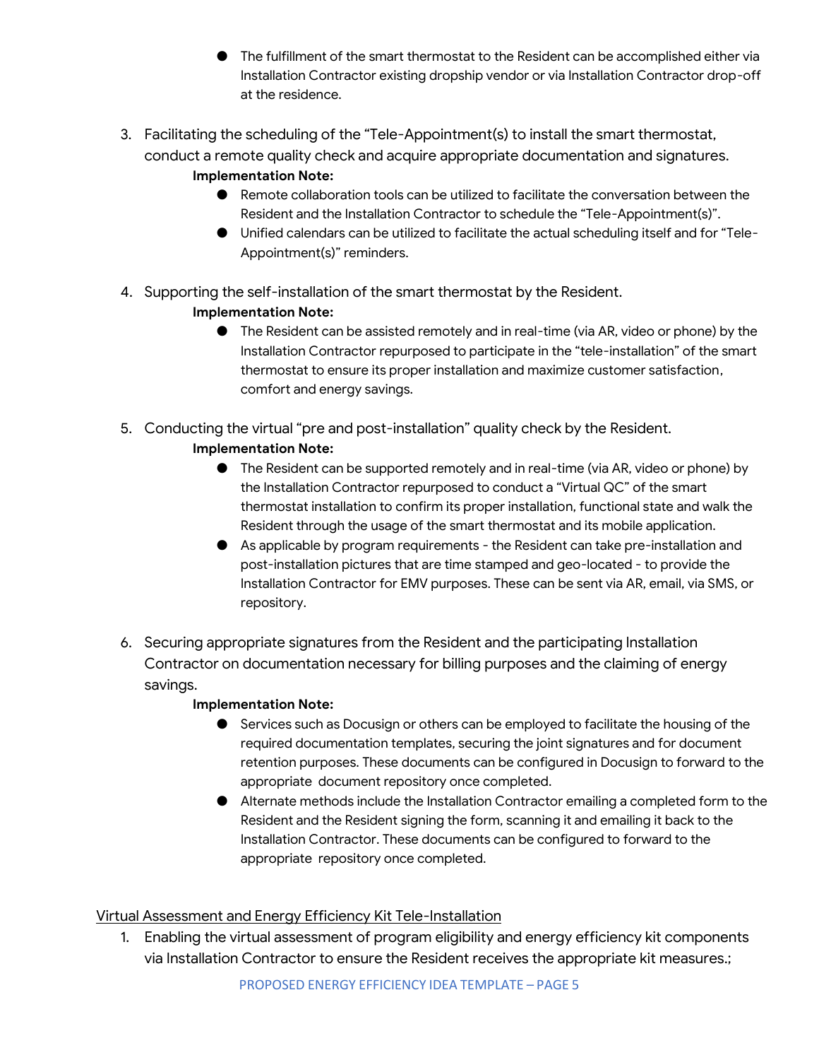- The fulfillment of the smart thermostat to the Resident can be accomplished either via Installation Contractor existing dropship vendor or via Installation Contractor drop-off at the residence.

3. Facilitating the scheduling of the "Tele-Appointment(s) to install the smart thermostat, conduct a remote quality check and acquire appropriate documentation and signatures.

   **Implementation Note:**

   - Remote collaboration tools can be utilized to facilitate the conversation between the Resident and the Installation Contractor to schedule the "Tele-Appointment(s)".
   - Unified calendars can be utilized to facilitate the actual scheduling itself and for "Tele-Appointment(s)" reminders.

4. Supporting the self-installation of the smart thermostat by the Resident.

   **Implementation Note:**

   - The Resident can be assisted remotely and in real-time (via AR, video or phone) by the Installation Contractor repurposed to participate in the "tele-installation" of the smart thermostat to ensure its proper installation and maximize customer satisfaction, comfort and energy savings.

5. Conducting the virtual "pre and post-installation" quality check by the Resident.

   **Implementation Note:**

   - The Resident can be supported remotely and in real-time (via AR, video or phone) by the Installation Contractor repurposed to conduct a "Virtual QC" of the smart thermostat installation to confirm its proper installation, functional state and walk the Resident through the usage of the smart thermostat and its mobile application.
   - As applicable by program requirements - the Resident can take pre-installation and post-installation pictures that are time stamped and geo-located - to provide the Installation Contractor for EMV purposes. These can be sent via AR, email, via SMS, or repository.

6. Securing appropriate signatures from the Resident and the participating Installation Contractor on documentation necessary for billing purposes and the claiming of energy savings.

   **Implementation Note:**

   - Services such as Docusign or others can be employed to facilitate the housing of the required documentation templates, securing the joint signatures and for document retention purposes. These documents can be configured in Docusign to forward to the appropriate document repository once completed.
   - Alternate methods include the Installation Contractor emailing a completed form to the Resident and the Resident signing the form, scanning it and emailing it back to the Installation Contractor. These documents can be configured to forward to the appropriate repository once completed.

<u>Virtual Assessment and Energy Efficiency Kit Tele-Installation</u>

1. Enabling the virtual assessment of program eligibility and energy efficiency kit components via Installation Contractor to ensure the Resident receives the appropriate kit measures.;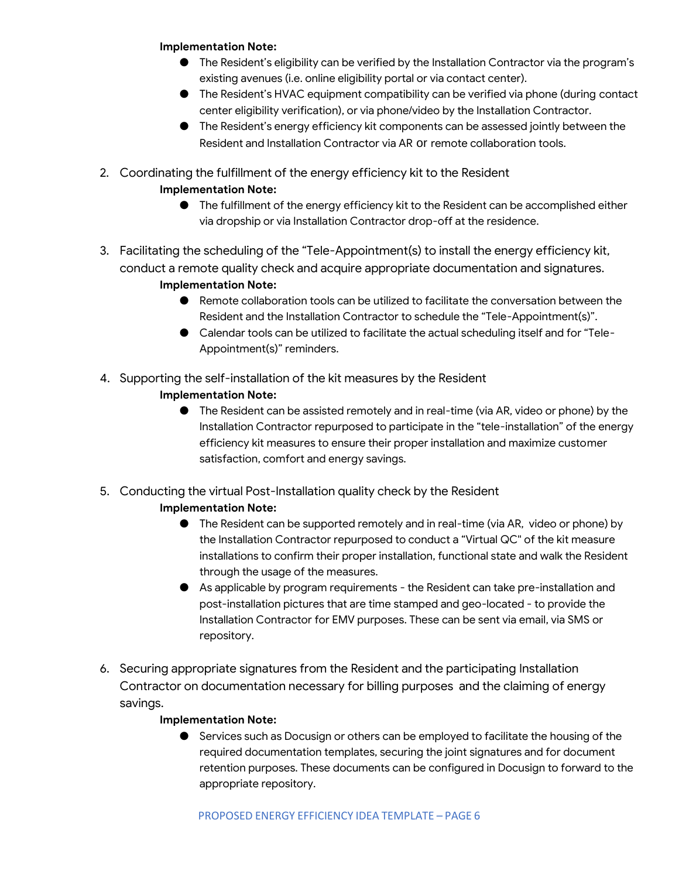**Implementation Note:**

- The Resident's eligibility can be verified by the Installation Contractor via the program's existing avenues (i.e. online eligibility portal or via contact center).
- The Resident's HVAC equipment compatibility can be verified via phone (during contact center eligibility verification), or via phone/video by the Installation Contractor.
- The Resident's energy efficiency kit components can be assessed jointly between the Resident and Installation Contractor via AR or remote collaboration tools.

2. Coordinating the fulfillment of the energy efficiency kit to the Resident

   **Implementation Note:**

   - The fulfillment of the energy efficiency kit to the Resident can be accomplished either via dropship or via Installation Contractor drop-off at the residence.

3. Facilitating the scheduling of the "Tele-Appointment(s) to install the energy efficiency kit, conduct a remote quality check and acquire appropriate documentation and signatures.

   **Implementation Note:**

   - Remote collaboration tools can be utilized to facilitate the conversation between the Resident and the Installation Contractor to schedule the "Tele-Appointment(s)".
   - Calendar tools can be utilized to facilitate the actual scheduling itself and for "Tele-Appointment(s)" reminders.

4. Supporting the self-installation of the kit measures by the Resident

   **Implementation Note:**

   - The Resident can be assisted remotely and in real-time (via AR, video or phone) by the Installation Contractor repurposed to participate in the "tele-installation" of the energy efficiency kit measures to ensure their proper installation and maximize customer satisfaction, comfort and energy savings.

5. Conducting the virtual Post-Installation quality check by the Resident

   **Implementation Note:**

   - The Resident can be supported remotely and in real-time (via AR, video or phone) by the Installation Contractor repurposed to conduct a "Virtual QC" of the kit measure installations to confirm their proper installation, functional state and walk the Resident through the usage of the measures.
   - As applicable by program requirements - the Resident can take pre-installation and post-installation pictures that are time stamped and geo-located - to provide the Installation Contractor for EMV purposes. These can be sent via email, via SMS or repository.

6. Securing appropriate signatures from the Resident and the participating Installation Contractor on documentation necessary for billing purposes and the claiming of energy savings.

   **Implementation Note:**

   - Services such as Docusign or others can be employed to facilitate the housing of the required documentation templates, securing the joint signatures and for document retention purposes. These documents can be configured in Docusign to forward to the appropriate repository.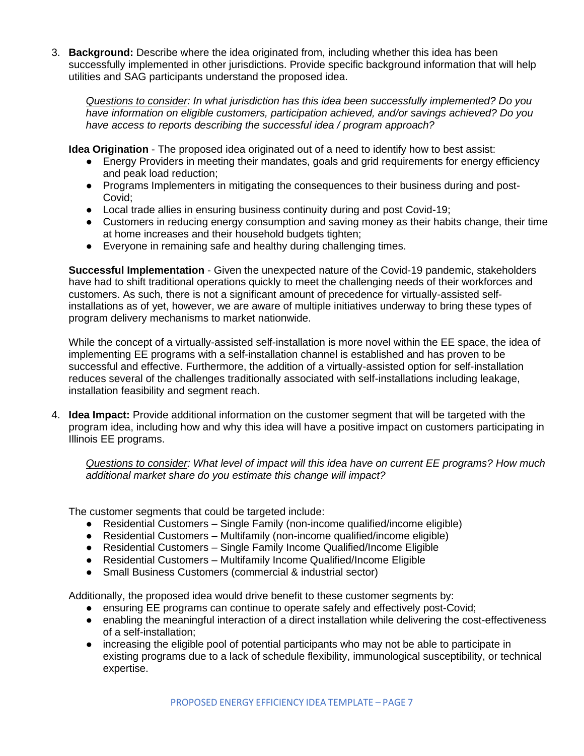3. **Background:** Describe where the idea originated from, including whether this idea has been successfully implemented in other jurisdictions. Provide specific background information that will help utilities and SAG participants understand the proposed idea.

   *Questions to consider: In what jurisdiction has this idea been successfully implemented? Do you have information on eligible customers, participation achieved, and/or savings achieved? Do you have access to reports describing the successful idea / program approach?*

   **Idea Origination** - The proposed idea originated out of a need to identify how to best assist:
   - Energy Providers in meeting their mandates, goals and grid requirements for energy efficiency and peak load reduction;
   - Programs Implementers in mitigating the consequences to their business during and post-Covid;
   - Local trade allies in ensuring business continuity during and post Covid-19;
   - Customers in reducing energy consumption and saving money as their habits change, their time at home increases and their household budgets tighten;
   - Everyone in remaining safe and healthy during challenging times.

   **Successful Implementation** - Given the unexpected nature of the Covid-19 pandemic, stakeholders have had to shift traditional operations quickly to meet the challenging needs of their workforces and customers. As such, there is not a significant amount of precedence for virtually-assisted self-installations as of yet, however, we are aware of multiple initiatives underway to bring these types of program delivery mechanisms to market nationwide.

   While the concept of a virtually-assisted self-installation is more novel within the EE space, the idea of implementing EE programs with a self-installation channel is established and has proven to be successful and effective. Furthermore, the addition of a virtually-assisted option for self-installation reduces several of the challenges traditionally associated with self-installations including leakage, installation feasibility and segment reach.

4. **Idea Impact:** Provide additional information on the customer segment that will be targeted with the program idea, including how and why this idea will have a positive impact on customers participating in Illinois EE programs.

   *Questions to consider: What level of impact will this idea have on current EE programs? How much additional market share do you estimate this change will impact?*

   The customer segments that could be targeted include:
   - Residential Customers – Single Family (non-income qualified/income eligible)
   - Residential Customers – Multifamily (non-income qualified/income eligible)
   - Residential Customers – Single Family Income Qualified/Income Eligible
   - Residential Customers – Multifamily Income Qualified/Income Eligible
   - Small Business Customers (commercial & industrial sector)

   Additionally, the proposed idea would drive benefit to these customer segments by:
   - ensuring EE programs can continue to operate safely and effectively post-Covid;
   - enabling the meaningful interaction of a direct installation while delivering the cost-effectiveness of a self-installation;
   - increasing the eligible pool of potential participants who may not be able to participate in existing programs due to a lack of schedule flexibility, immunological susceptibility, or technical expertise.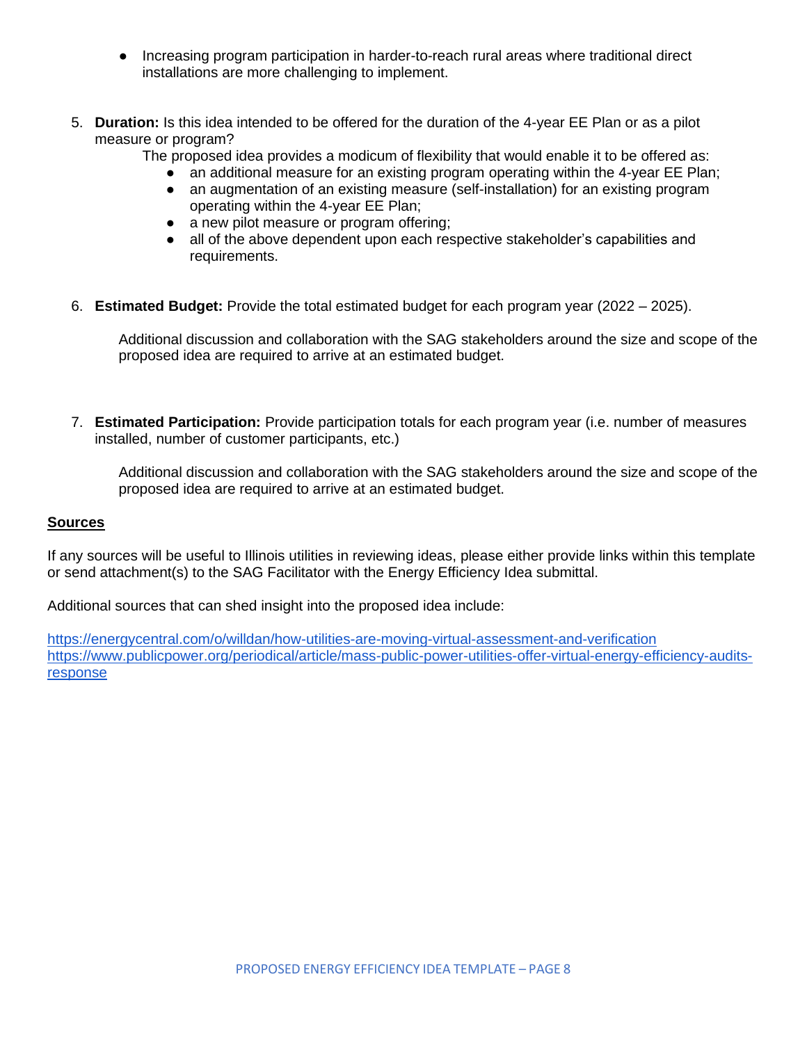- Increasing program participation in harder-to-reach rural areas where traditional direct installations are more challenging to implement.

5. **Duration:** Is this idea intended to be offered for the duration of the 4-year EE Plan or as a pilot measure or program?

    The proposed idea provides a modicum of flexibility that would enable it to be offered as:
    - an additional measure for an existing program operating within the 4-year EE Plan;
    - an augmentation of an existing measure (self-installation) for an existing program operating within the 4-year EE Plan;
    - a new pilot measure or program offering;
    - all of the above dependent upon each respective stakeholder's capabilities and requirements.

6. **Estimated Budget:** Provide the total estimated budget for each program year (2022 – 2025).

    Additional discussion and collaboration with the SAG stakeholders around the size and scope of the proposed idea are required to arrive at an estimated budget.

7. **Estimated Participation:** Provide participation totals for each program year (i.e. number of measures installed, number of customer participants, etc.)

    Additional discussion and collaboration with the SAG stakeholders around the size and scope of the proposed idea are required to arrive at an estimated budget.

## Sources

If any sources will be useful to Illinois utilities in reviewing ideas, please either provide links within this template or send attachment(s) to the SAG Facilitator with the Energy Efficiency Idea submittal.

Additional sources that can shed insight into the proposed idea include:

https://energycentral.com/o/willdan/how-utilities-are-moving-virtual-assessment-and-verification
https://www.publicpower.org/periodical/article/mass-public-power-utilities-offer-virtual-energy-efficiency-audits-response